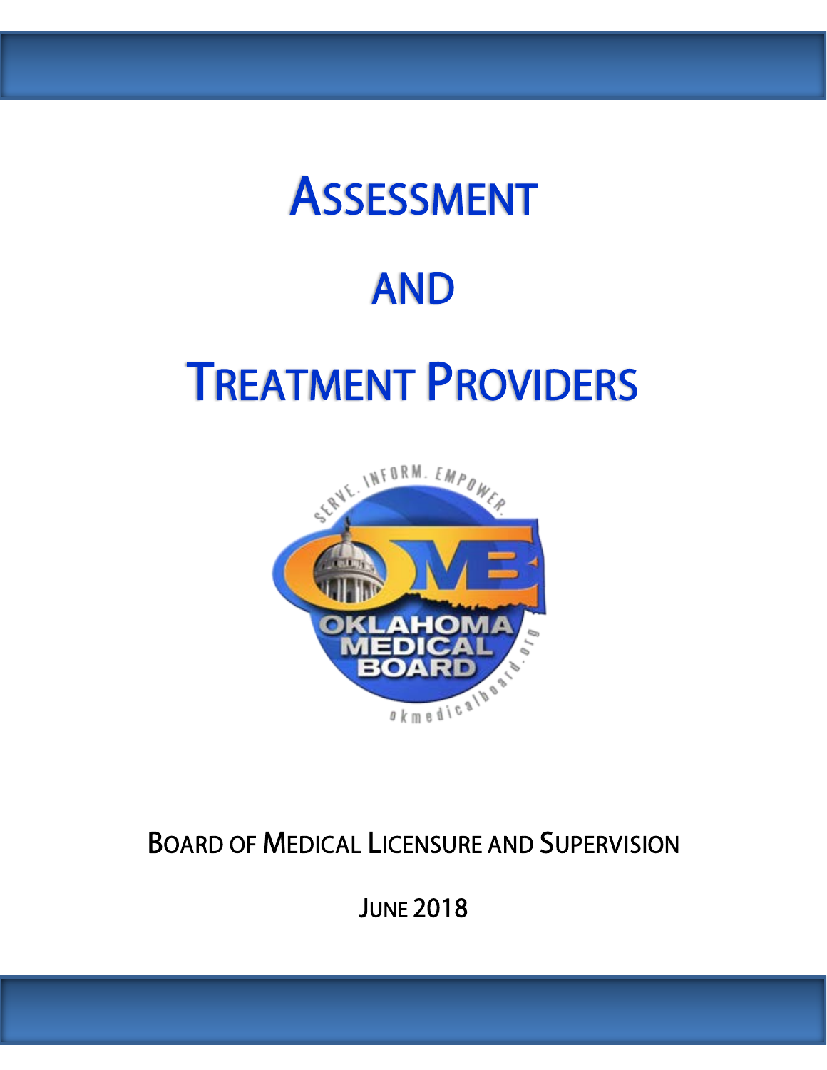# Assessment

# and

# Treatment Providers

Board of Medical Licensure and Supervision

June 2018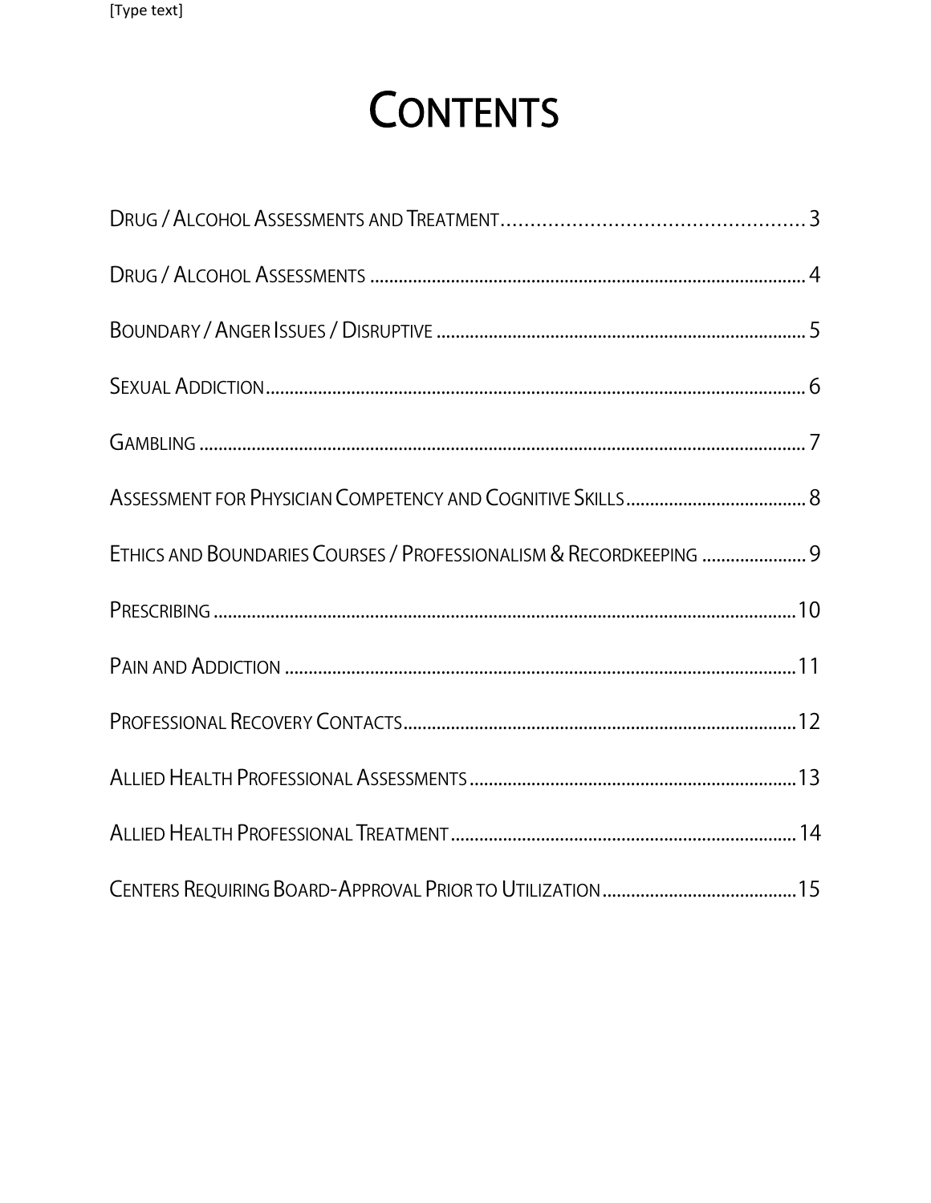# CONTENTS

DRUG / ALCOHOL ASSESSMENTS AND TREATMENT.......................................................3

DRUG / ALCOHOL ASSESSMENTS ........................................................................................4

BOUNDARY / ANGER ISSUES / DISRUPTIVE ..........................................................................5

SEXUAL ADDICTION................................................................................................................6

GAMBLING ..............................................................................................................................7

ASSESSMENT FOR PHYSICIAN COMPETENCY AND COGNITIVE SKILLS......................................8

ETHICS AND BOUNDARIES COURSES / PROFESSIONALISM & RECORDKEEPING ......................9

PRESCRIBING .........................................................................................................................10

PAIN AND ADDICTION ...........................................................................................................11

PROFESSIONAL RECOVERY CONTACTS..................................................................................12

ALLIED HEALTH PROFESSIONAL ASSESSMENTS....................................................................13

ALLIED HEALTH PROFESSIONAL TREATMENT.........................................................................14

CENTERS REQUIRING BOARD-APPROVAL PRIOR TO UTILIZATION.........................................15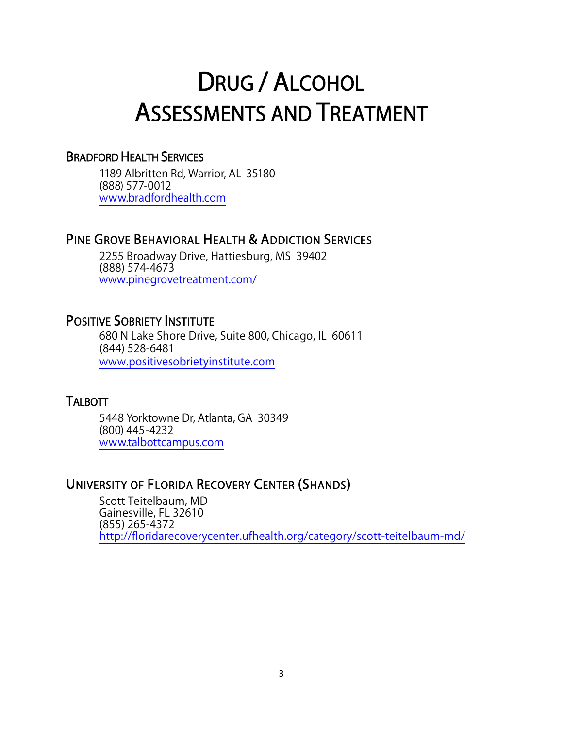# Drug / Alcohol Assessments and Treatment

## Bradford Health Services

1189 Albritten Rd, Warrior, AL 35180
(888) 577-0012
www.bradfordhealth.com

## Pine Grove Behavioral Health & Addiction Services

2255 Broadway Drive, Hattiesburg, MS 39402
(888) 574-4673
www.pinegrovetreatment.com/

## Positive Sobriety Institute

680 N Lake Shore Drive, Suite 800, Chicago, IL 60611
(844) 528-6481
www.positivesobrietyinstitute.com

## Talbott

5448 Yorktowne Dr, Atlanta, GA 30349
(800) 445-4232
www.talbottcampus.com

## University of Florida Recovery Center (Shands)

Scott Teitelbaum, MD
Gainesville, FL 32610
(855) 265-4372
http://floridarecoverycenter.ufhealth.org/category/scott-teitelbaum-md/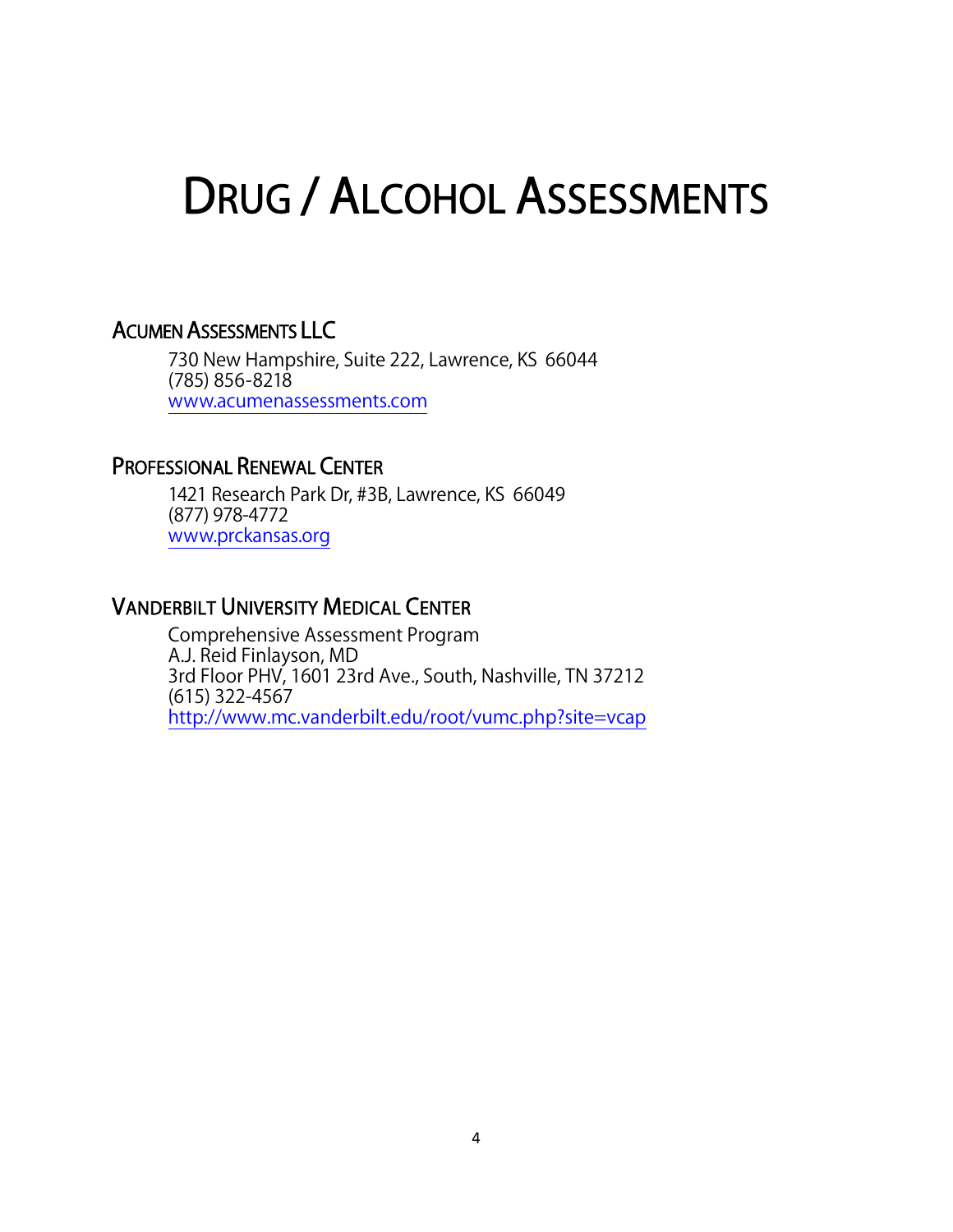# Drug / Alcohol Assessments

## Acumen Assessments LLC

730 New Hampshire, Suite 222, Lawrence, KS 66044  
(785) 856-8218  
www.acumenassessments.com

## Professional Renewal Center

1421 Research Park Dr, #3B, Lawrence, KS 66049  
(877) 978-4772  
www.prckansas.org

## Vanderbilt University Medical Center

Comprehensive Assessment Program  
A.J. Reid Finlayson, MD  
3rd Floor PHV, 1601 23rd Ave., South, Nashville, TN 37212  
(615) 322-4567  
http://www.mc.vanderbilt.edu/root/vumc.php?site=vcap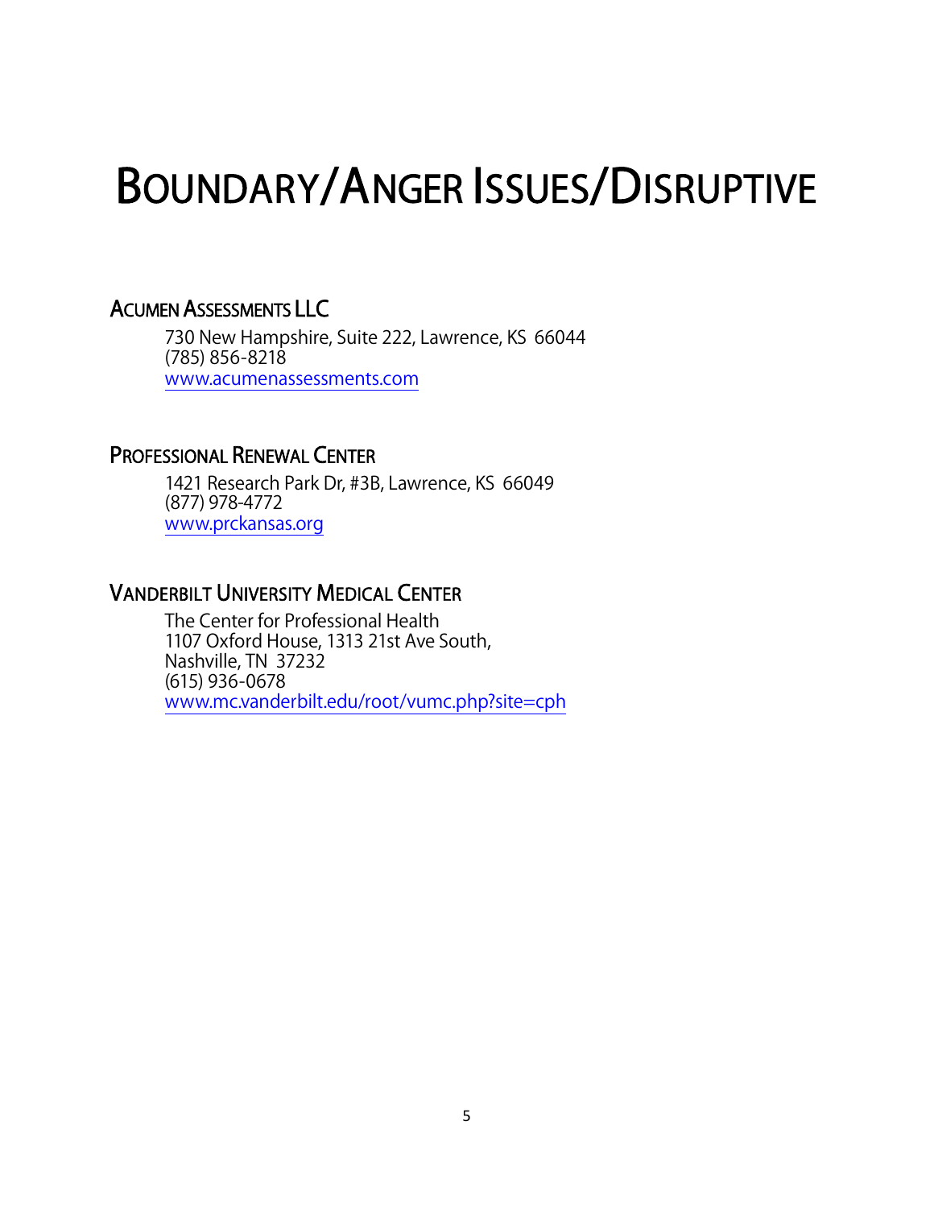# Boundary/Anger Issues/Disruptive

## Acumen Assessments LLC

730 New Hampshire, Suite 222, Lawrence, KS 66044
(785) 856-8218
www.acumenassessments.com

## Professional Renewal Center

1421 Research Park Dr, #3B, Lawrence, KS 66049
(877) 978-4772
www.prckansas.org

## Vanderbilt University Medical Center

The Center for Professional Health
1107 Oxford House, 1313 21st Ave South,
Nashville, TN 37232
(615) 936-0678
www.mc.vanderbilt.edu/root/vumc.php?site=cph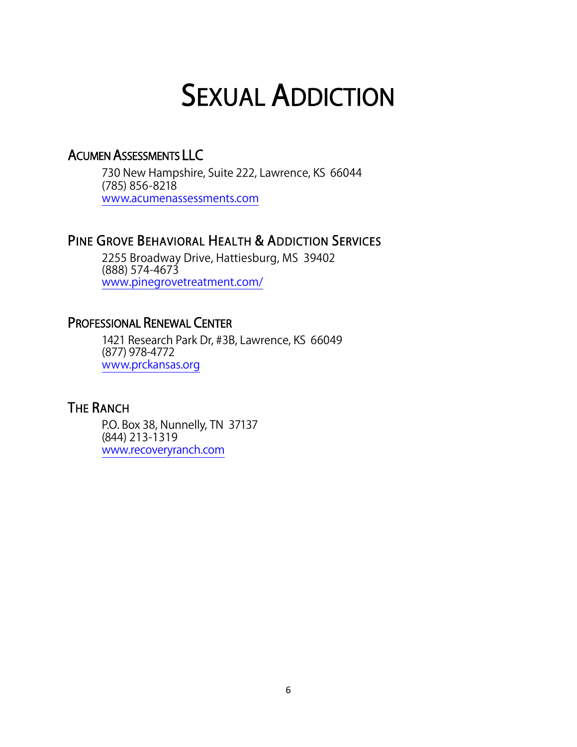# Sexual Addiction

## Acumen Assessments LLC

730 New Hampshire, Suite 222, Lawrence, KS  66044
(785) 856-8218
www.acumenassessments.com

## Pine Grove Behavioral Health & Addiction Services

2255 Broadway Drive, Hattiesburg, MS  39402
(888) 574-4673
www.pinegrovetreatment.com/

## Professional Renewal Center

1421 Research Park Dr, #3B, Lawrence, KS  66049
(877) 978-4772
www.prckansas.org

## The Ranch

P.O. Box 38, Nunnelly, TN  37137
(844) 213-1319
www.recoveryranch.com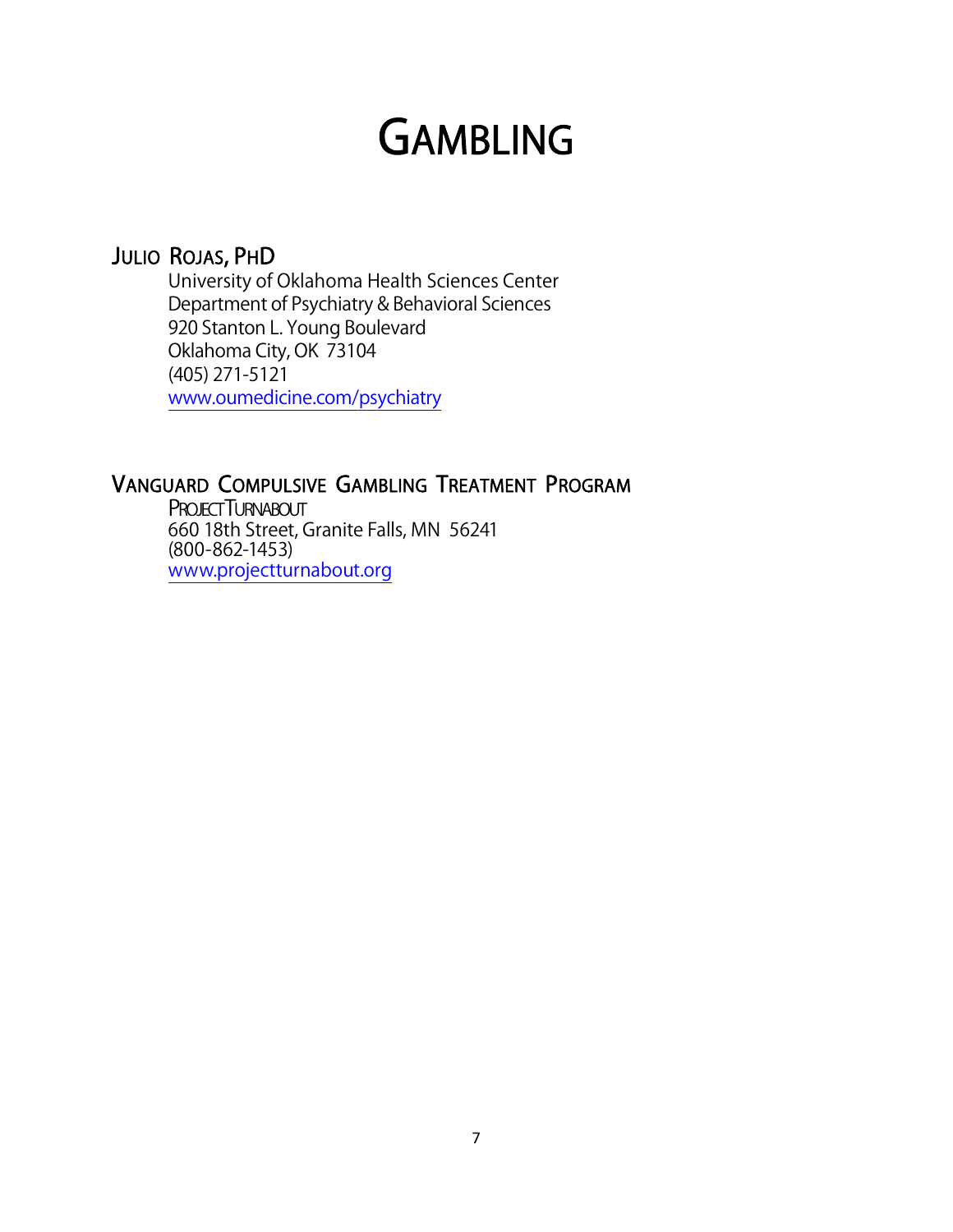# GAMBLING

## JULIO ROJAS, PHD

University of Oklahoma Health Sciences Center  
Department of Psychiatry & Behavioral Sciences  
920 Stanton L. Young Boulevard  
Oklahoma City, OK 73104  
(405) 271-5121  
www.oumedicine.com/psychiatry

## VANGUARD COMPULSIVE GAMBLING TREATMENT PROGRAM

PROJECT TURNABOUT  
660 18th Street, Granite Falls, MN 56241  
(800-862-1453)  
www.projectturnabout.org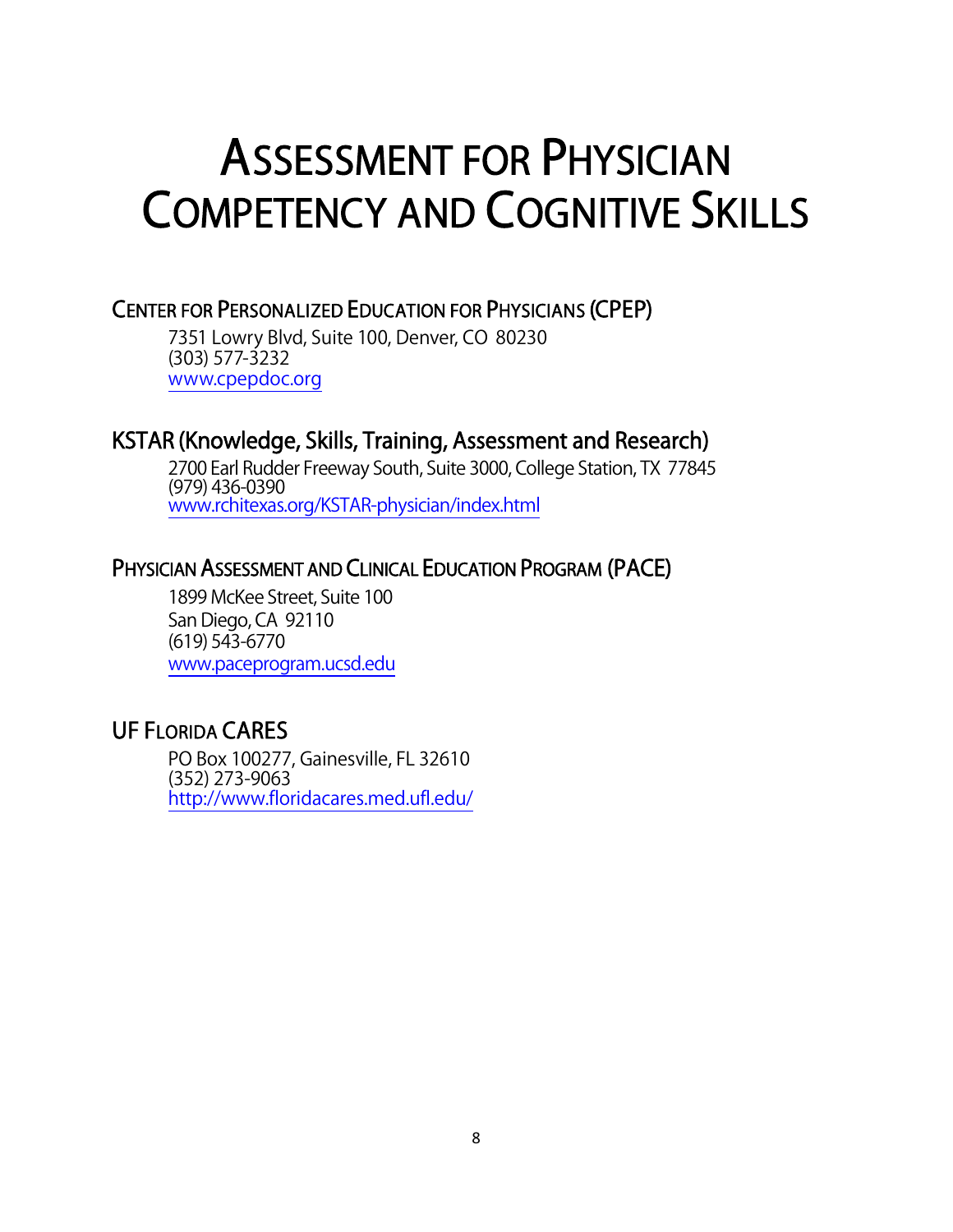# Assessment for Physician Competency and Cognitive Skills

## Center for Personalized Education for Physicians (CPEP)

7351 Lowry Blvd, Suite 100, Denver, CO 80230
(303) 577-3232
www.cpepdoc.org

## KSTAR (Knowledge, Skills, Training, Assessment and Research)

2700 Earl Rudder Freeway South, Suite 3000, College Station, TX 77845
(979) 436-0390
www.rchitexas.org/KSTAR-physician/index.html

## Physician Assessment and Clinical Education Program (PACE)

1899 McKee Street, Suite 100
San Diego, CA 92110
(619) 543-6770
www.paceprogram.ucsd.edu

## UF Florida CARES

PO Box 100277, Gainesville, FL 32610
(352) 273-9063
http://www.floridacares.med.ufl.edu/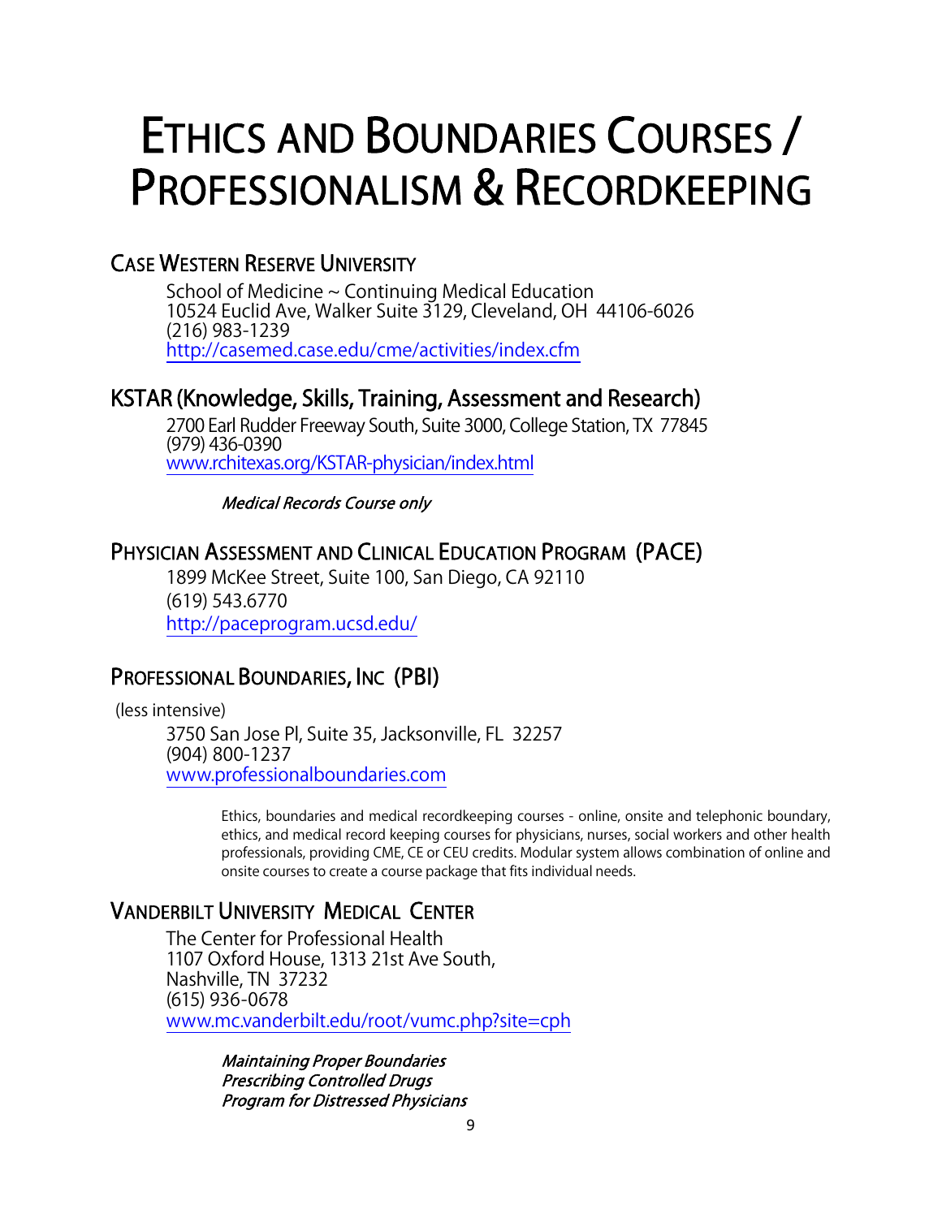# Ethics and Boundaries Courses / Professionalism & Recordkeeping

## Case Western Reserve University

School of Medicine ~ Continuing Medical Education
10524 Euclid Ave, Walker Suite 3129, Cleveland, OH 44106-6026
(216) 983-1239
http://casemed.case.edu/cme/activities/index.cfm

## KSTAR (Knowledge, Skills, Training, Assessment and Research)

2700 Earl Rudder Freeway South, Suite 3000, College Station, TX 77845
(979) 436-0390
www.rchitexas.org/KSTAR-physician/index.html

*Medical Records Course only*

## Physician Assessment and Clinical Education Program (PACE)

1899 McKee Street, Suite 100, San Diego, CA 92110
(619) 543.6770
http://paceprogram.ucsd.edu/

## Professional Boundaries, Inc (PBI)

(less intensive)

3750 San Jose Pl, Suite 35, Jacksonville, FL 32257
(904) 800-1237
www.professionalboundaries.com

Ethics, boundaries and medical recordkeeping courses - online, onsite and telephonic boundary, ethics, and medical record keeping courses for physicians, nurses, social workers and other health professionals, providing CME, CE or CEU credits. Modular system allows combination of online and onsite courses to create a course package that fits individual needs.

## Vanderbilt University Medical Center

The Center for Professional Health
1107 Oxford House, 1313 21st Ave South,
Nashville, TN 37232
(615) 936-0678
www.mc.vanderbilt.edu/root/vumc.php?site=cph

*Maintaining Proper Boundaries*
*Prescribing Controlled Drugs*
*Program for Distressed Physicians*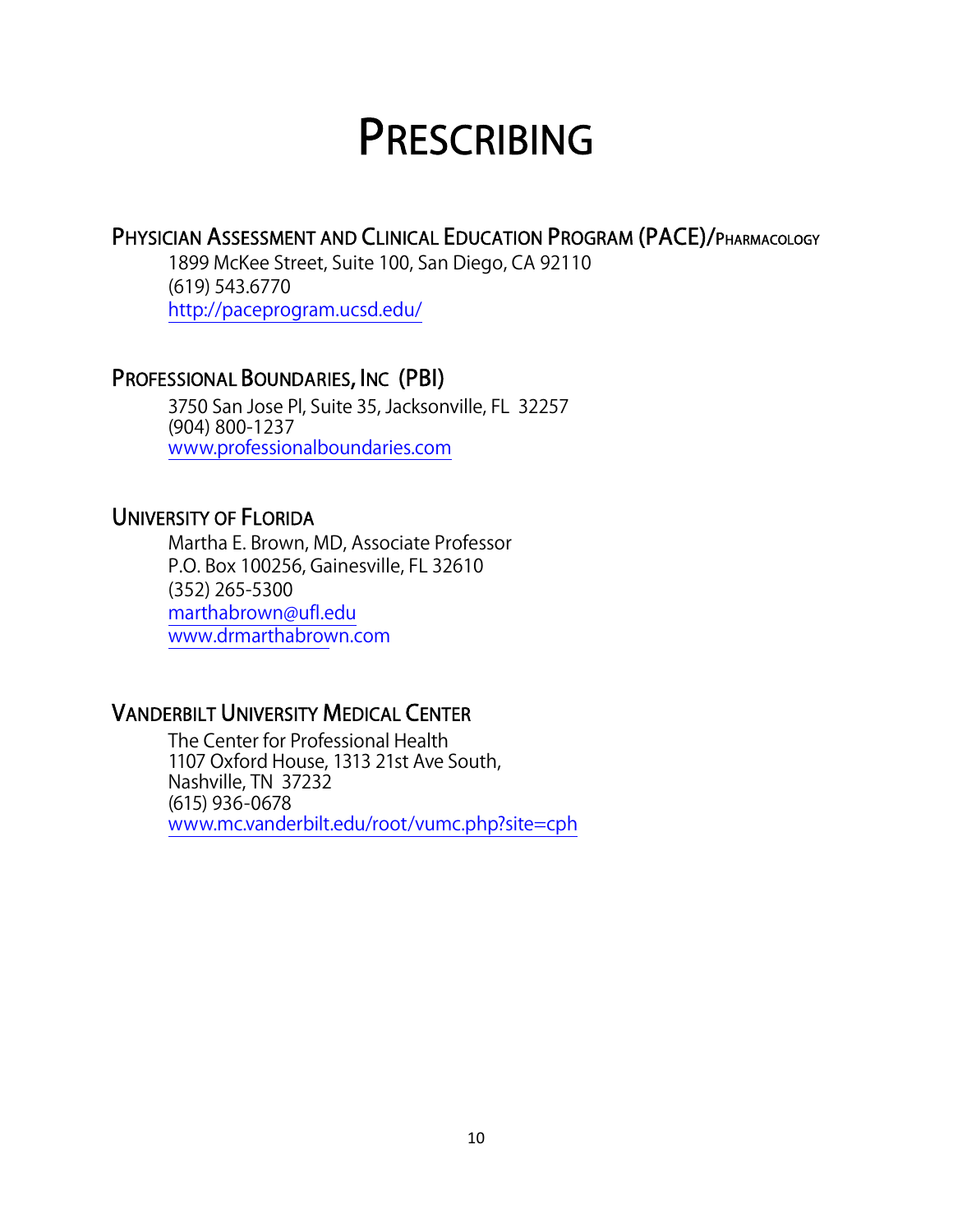# Prescribing

## Physician Assessment and Clinical Education Program (PACE)/Pharmacology

1899 McKee Street, Suite 100, San Diego, CA 92110
(619) 543.6770
http://paceprogram.ucsd.edu/

## Professional Boundaries, Inc (PBI)

3750 San Jose Pl, Suite 35, Jacksonville, FL 32257
(904) 800-1237
www.professionalboundaries.com

## University of Florida

Martha E. Brown, MD, Associate Professor
P.O. Box 100256, Gainesville, FL 32610
(352) 265-5300
marthabrown@ufl.edu
www.drmarthabrown.com

## Vanderbilt University Medical Center

The Center for Professional Health
1107 Oxford House, 1313 21st Ave South,
Nashville, TN 37232
(615) 936-0678
www.mc.vanderbilt.edu/root/vumc.php?site=cph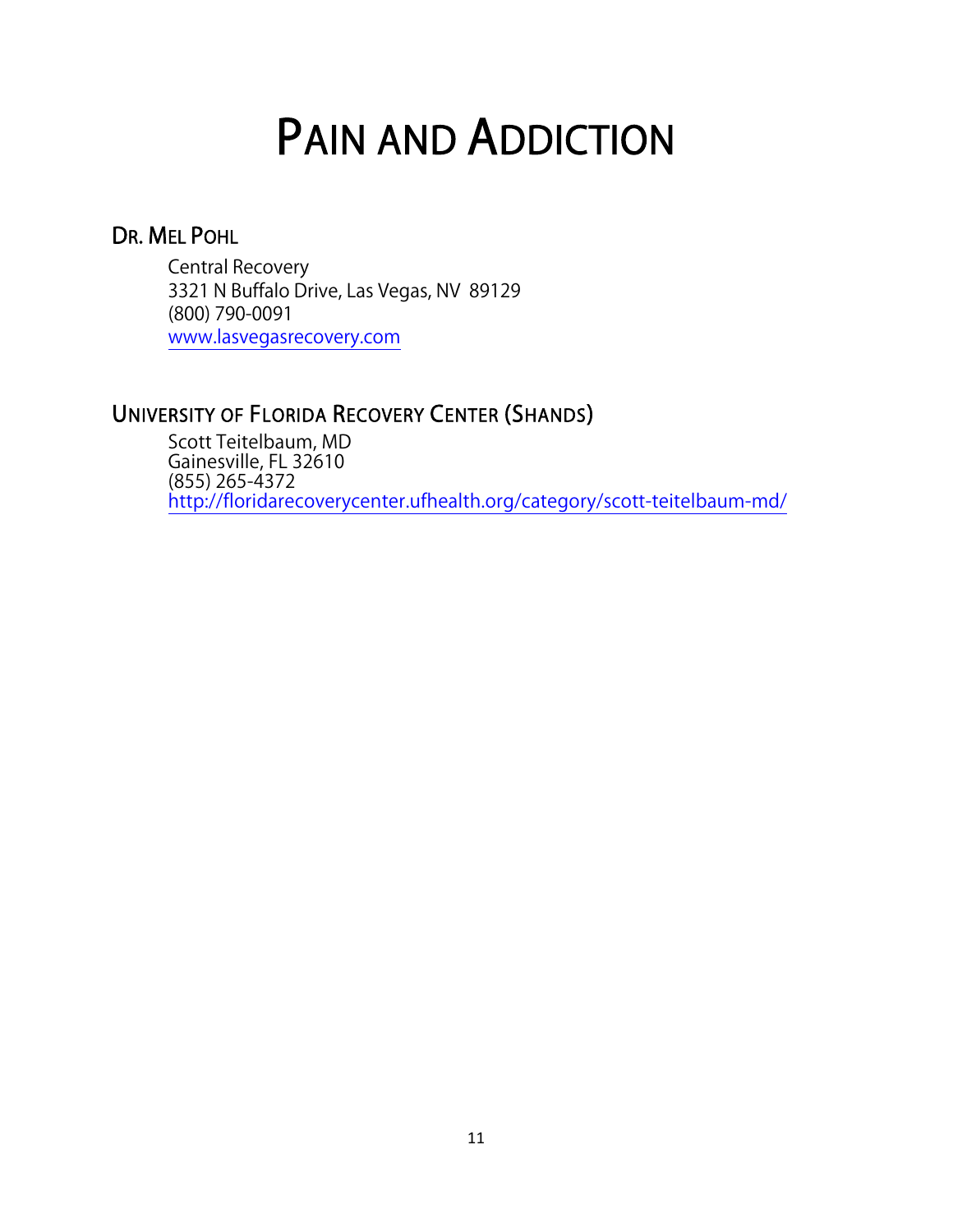# Pain and Addiction

## Dr. Mel Pohl

Central Recovery
3321 N Buffalo Drive, Las Vegas, NV 89129
(800) 790-0091
www.lasvegasrecovery.com

## University of Florida Recovery Center (Shands)

Scott Teitelbaum, MD
Gainesville, FL 32610
(855) 265-4372
http://floridarecoverycenter.ufhealth.org/category/scott-teitelbaum-md/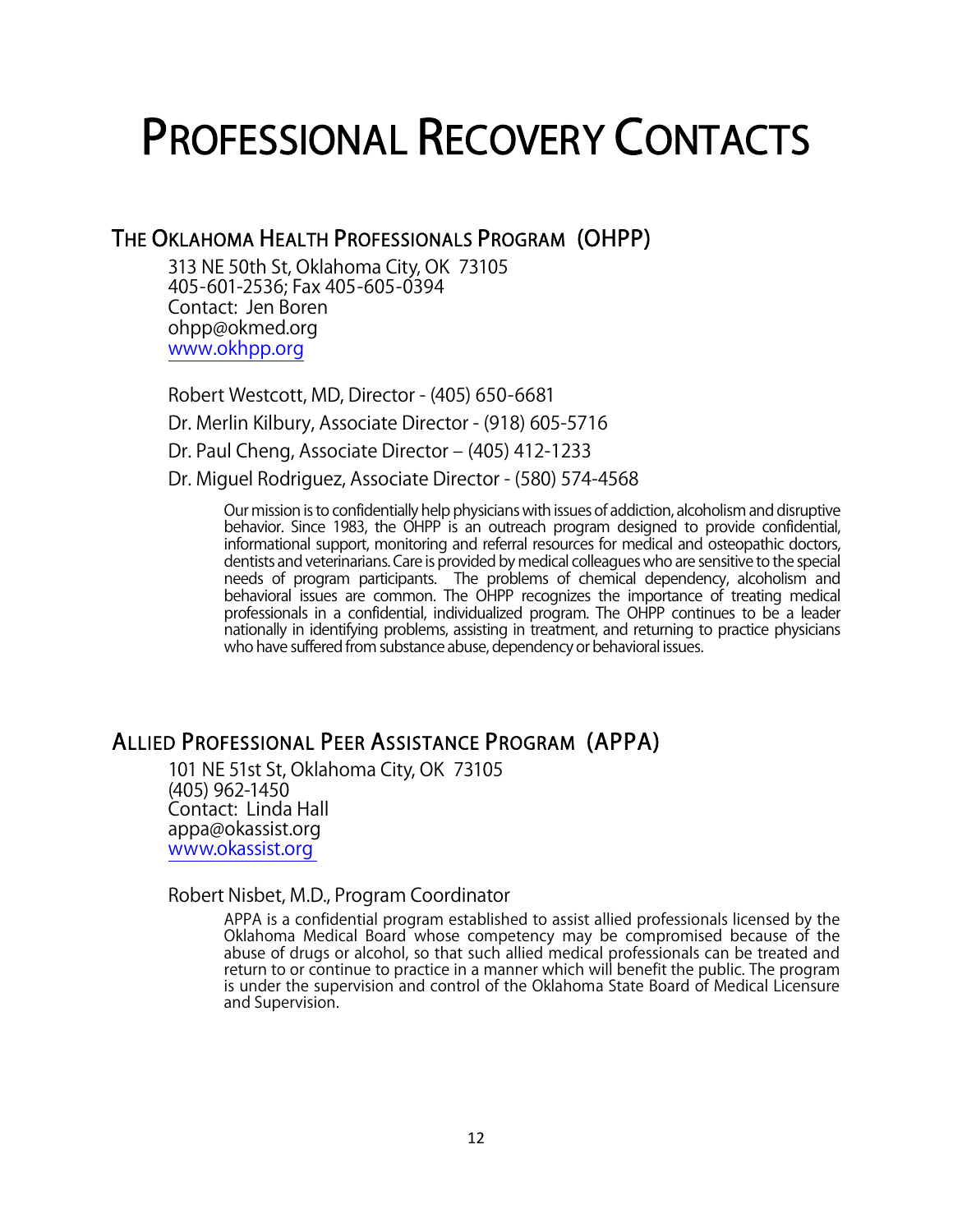# Professional Recovery Contacts

## The Oklahoma Health Professionals Program (OHPP)

313 NE 50th St, Oklahoma City, OK 73105
405-601-2536; Fax 405-605-0394
Contact: Jen Boren
ohpp@okmed.org
www.okhpp.org

Robert Westcott, MD, Director - (405) 650-6681

Dr. Merlin Kilbury, Associate Director - (918) 605-5716

Dr. Paul Cheng, Associate Director – (405) 412-1233

Dr. Miguel Rodriguez, Associate Director - (580) 574-4568

Our mission is to confidentially help physicians with issues of addiction, alcoholism and disruptive behavior. Since 1983, the OHPP is an outreach program designed to provide confidential, informational support, monitoring and referral resources for medical and osteopathic doctors, dentists and veterinarians. Care is provided by medical colleagues who are sensitive to the special needs of program participants. The problems of chemical dependency, alcoholism and behavioral issues are common. The OHPP recognizes the importance of treating medical professionals in a confidential, individualized program. The OHPP continues to be a leader nationally in identifying problems, assisting in treatment, and returning to practice physicians who have suffered from substance abuse, dependency or behavioral issues.

## Allied Professional Peer Assistance Program (APPA)

101 NE 51st St, Oklahoma City, OK 73105
(405) 962-1450
Contact: Linda Hall
appa@okassist.org
www.okassist.org

Robert Nisbet, M.D., Program Coordinator

APPA is a confidential program established to assist allied professionals licensed by the Oklahoma Medical Board whose competency may be compromised because of the abuse of drugs or alcohol, so that such allied medical professionals can be treated and return to or continue to practice in a manner which will benefit the public. The program is under the supervision and control of the Oklahoma State Board of Medical Licensure and Supervision.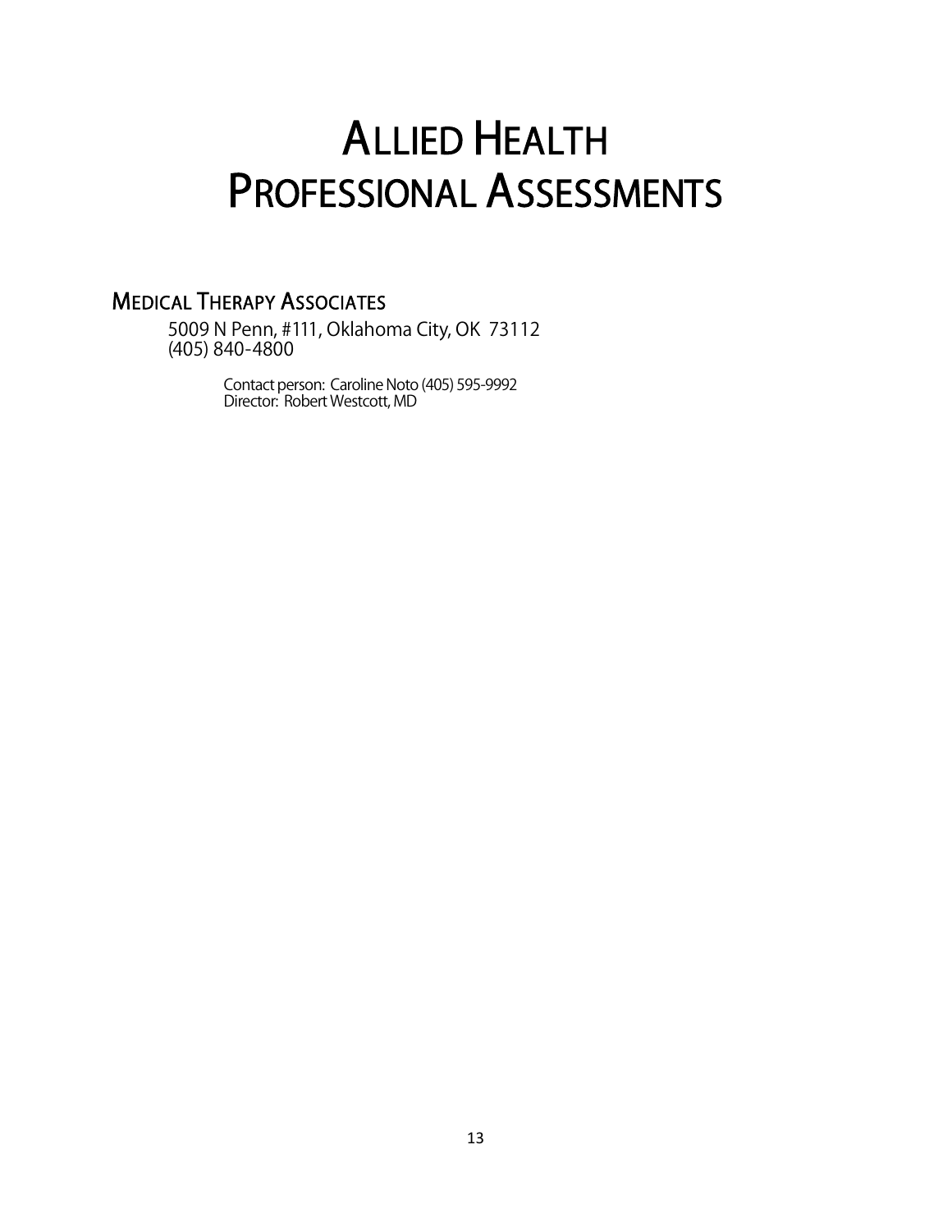# Allied Health Professional Assessments

## Medical Therapy Associates

5009 N Penn, #111, Oklahoma City, OK 73112
(405) 840-4800

Contact person: Caroline Noto (405) 595-9992
Director: Robert Westcott, MD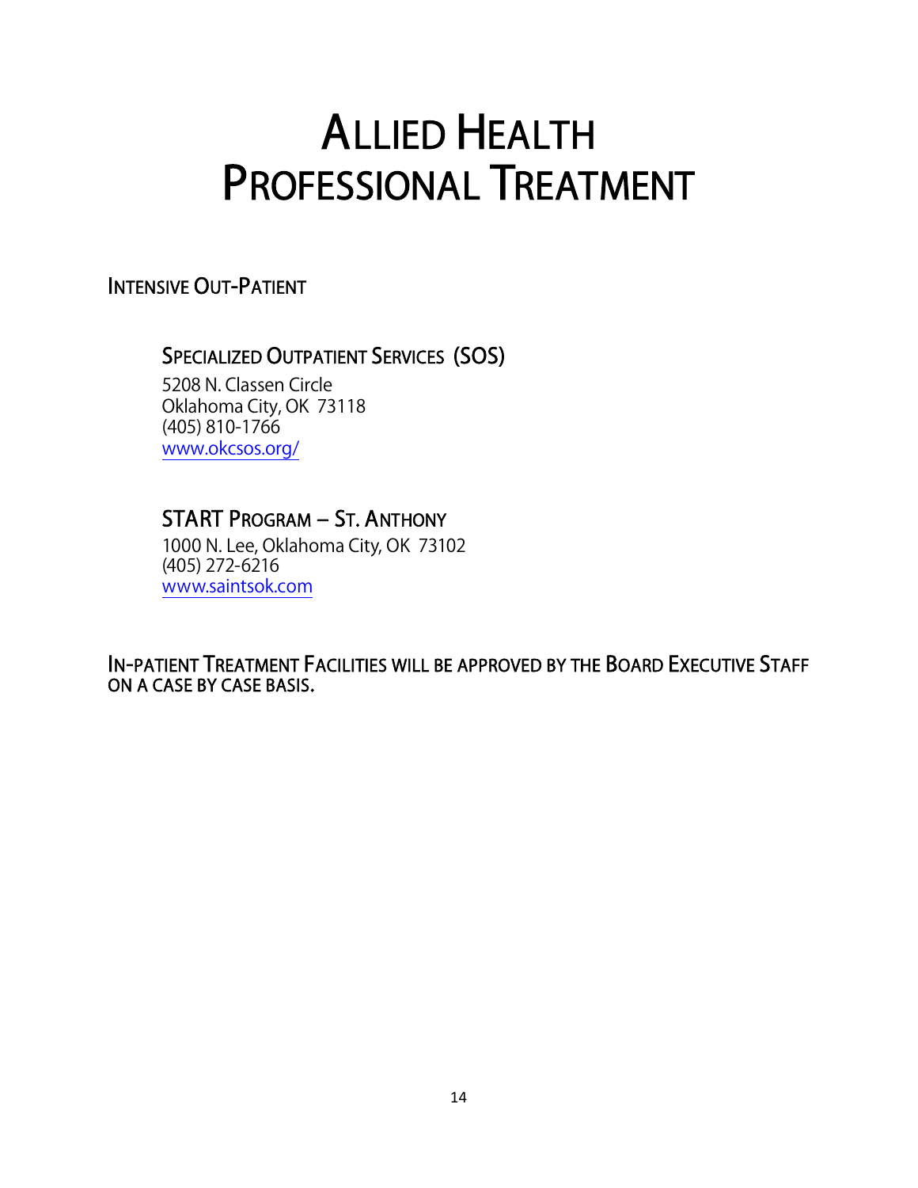# Allied Health Professional Treatment

## Intensive Out-Patient

### Specialized Outpatient Services (SOS)

5208 N. Classen Circle
Oklahoma City, OK 73118
(405) 810-1766
www.okcsos.org/

### START Program – St. Anthony

1000 N. Lee, Oklahoma City, OK 73102
(405) 272-6216
www.saintsok.com

## In-patient Treatment Facilities will be approved by the Board Executive Staff on a case by case basis.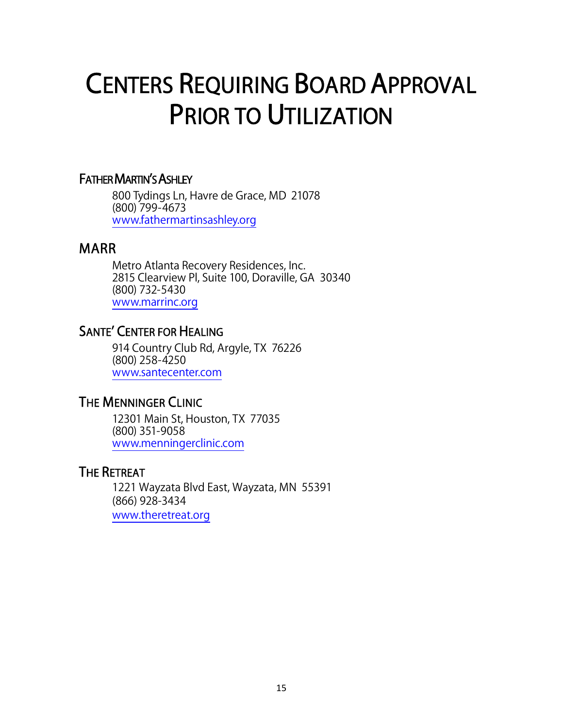# CENTERS REQUIRING BOARD APPROVAL PRIOR TO UTILIZATION

## FATHER MARTIN'S ASHLEY

800 Tydings Ln, Havre de Grace, MD 21078
(800) 799-4673
www.fathermartinsashley.org

## MARR

Metro Atlanta Recovery Residences, Inc.
2815 Clearview Pl, Suite 100, Doraville, GA 30340
(800) 732-5430
www.marrinc.org

## SANTE' CENTER FOR HEALING

914 Country Club Rd, Argyle, TX 76226
(800) 258-4250
www.santecenter.com

## THE MENNINGER CLINIC

12301 Main St, Houston, TX 77035
(800) 351-9058
www.menningerclinic.com

## THE RETREAT

1221 Wayzata Blvd East, Wayzata, MN 55391
(866) 928-3434
www.theretreat.org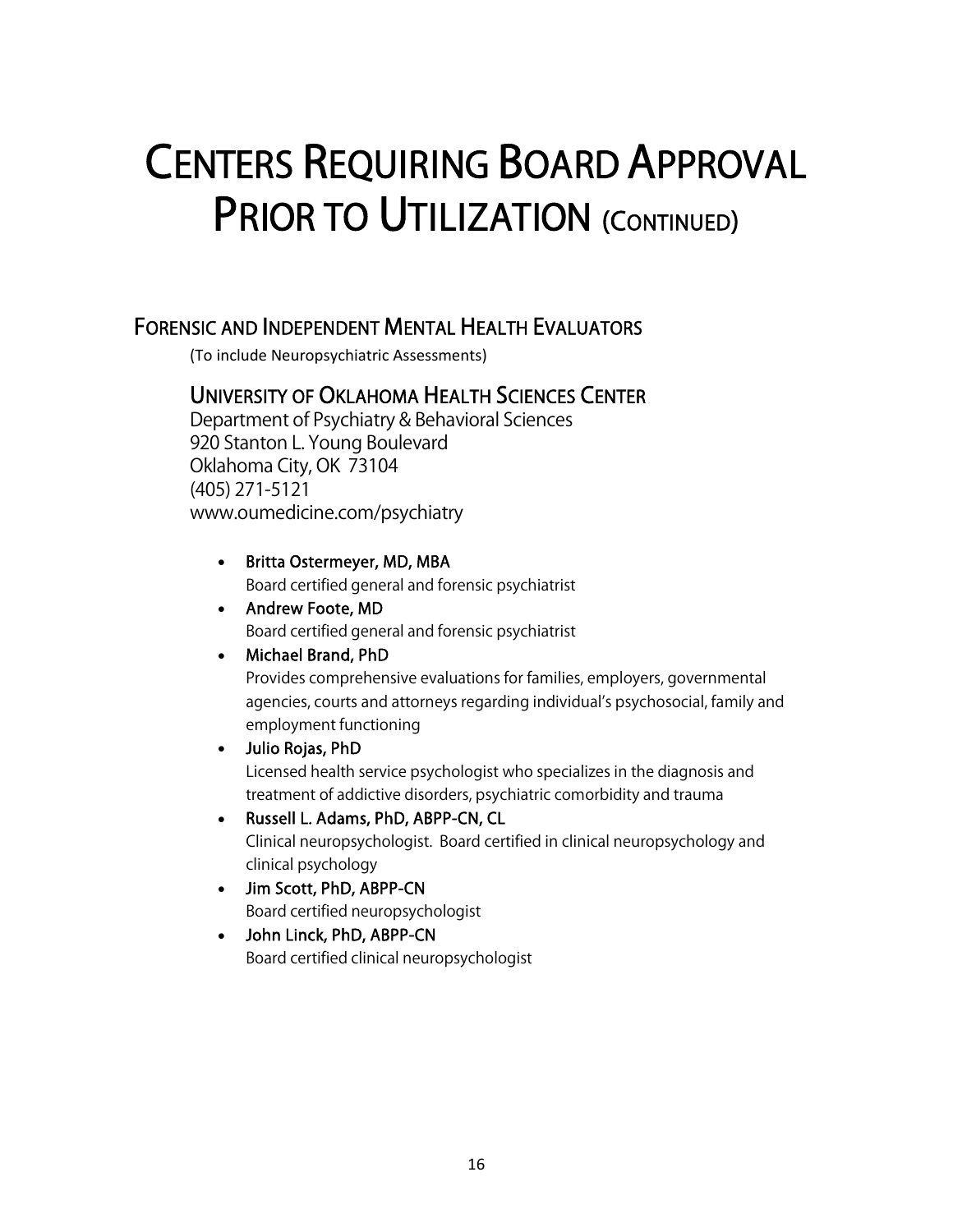# CENTERS REQUIRING BOARD APPROVAL PRIOR TO UTILIZATION (CONTINUED)

## FORENSIC AND INDEPENDENT MENTAL HEALTH EVALUATORS

(To include Neuropsychiatric Assessments)

### UNIVERSITY OF OKLAHOMA HEALTH SCIENCES CENTER

Department of Psychiatry & Behavioral Sciences
920 Stanton L. Young Boulevard
Oklahoma City, OK 73104
(405) 271-5121
www.oumedicine.com/psychiatry

- **Britta Ostermeyer, MD, MBA**
  Board certified general and forensic psychiatrist
- **Andrew Foote, MD**
  Board certified general and forensic psychiatrist
- **Michael Brand, PhD**
  Provides comprehensive evaluations for families, employers, governmental agencies, courts and attorneys regarding individual's psychosocial, family and employment functioning
- **Julio Rojas, PhD**
  Licensed health service psychologist who specializes in the diagnosis and treatment of addictive disorders, psychiatric comorbidity and trauma
- **Russell L. Adams, PhD, ABPP-CN, CL**
  Clinical neuropsychologist. Board certified in clinical neuropsychology and clinical psychology
- **Jim Scott, PhD, ABPP-CN**
  Board certified neuropsychologist
- **John Linck, PhD, ABPP-CN**
  Board certified clinical neuropsychologist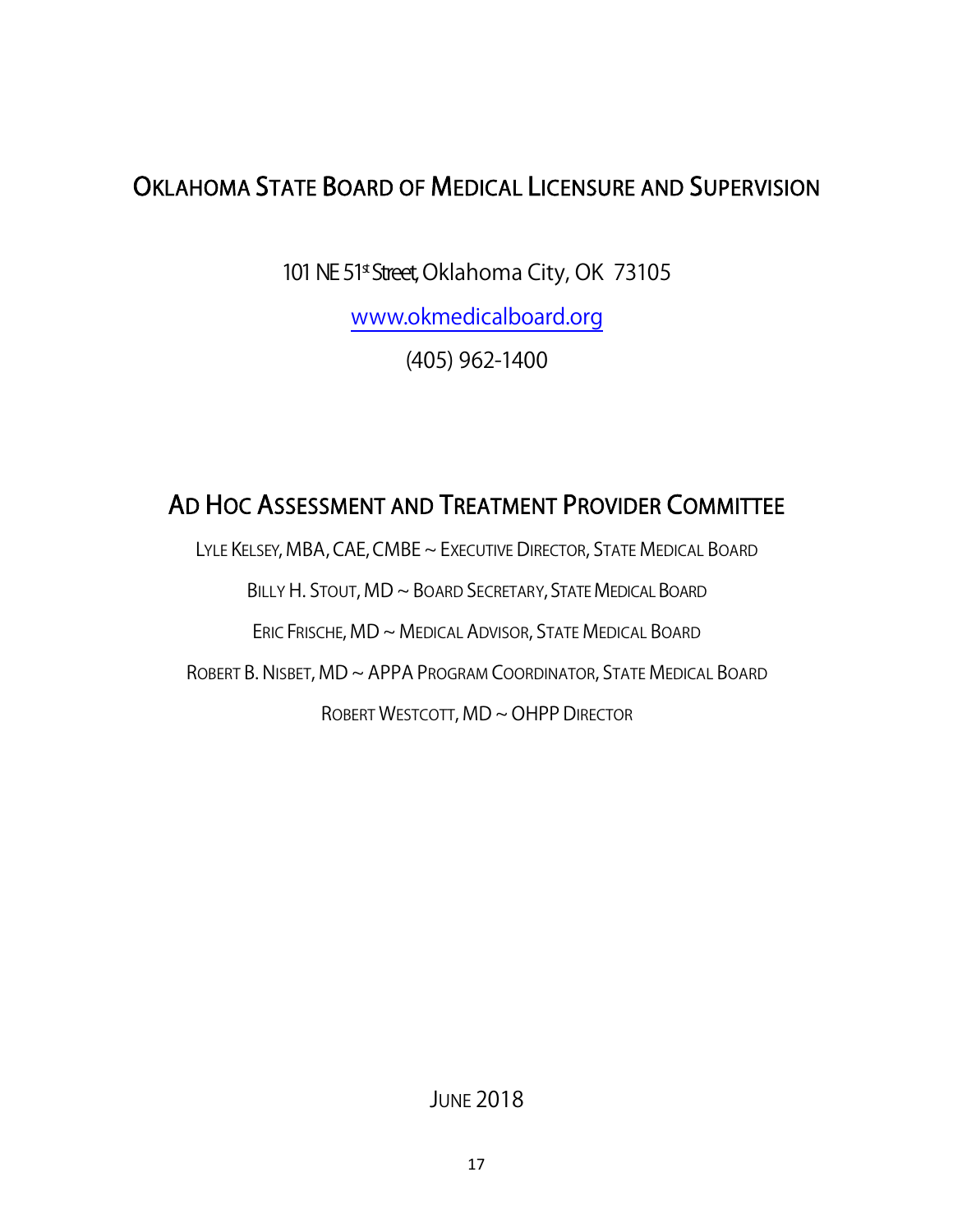# Oklahoma State Board of Medical Licensure and Supervision

101 NE 51st Street, Oklahoma City, OK 73105

www.okmedicalboard.org

(405) 962-1400

## Ad Hoc Assessment and Treatment Provider Committee

Lyle Kelsey, MBA, CAE, CMBE ~ Executive Director, State Medical Board

Billy H. Stout, MD ~ Board Secretary, State Medical Board

Eric Frische, MD ~ Medical Advisor, State Medical Board

Robert B. Nisbet, MD ~ APPA Program Coordinator, State Medical Board

Robert Westcott, MD ~ OHPP Director

June 2018